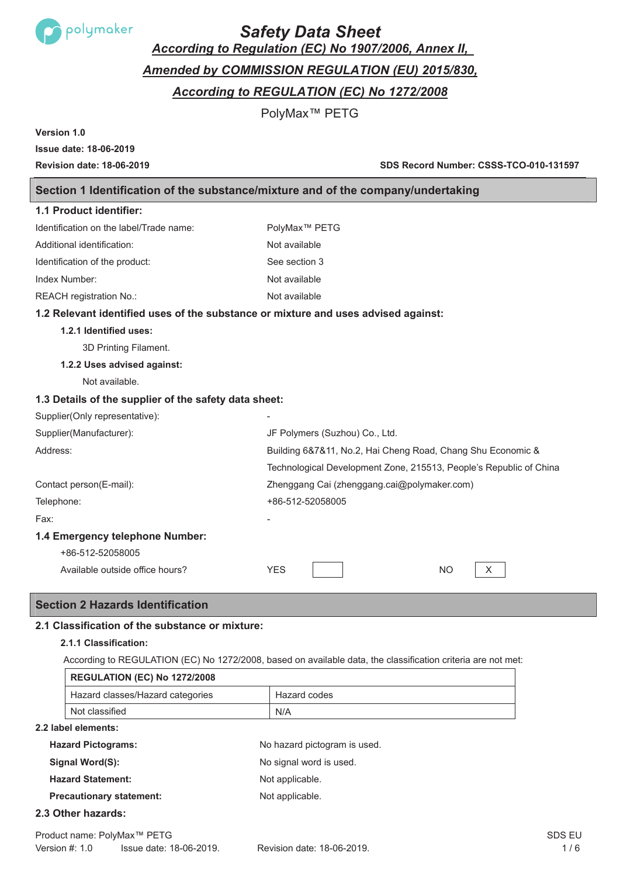# Safety Data Sheet

***According to Regulation (EC) No 1907/2006, Annex II,***

***Amended by COMMISSION REGULATION (EU) 2015/830,***

***According to REGULATION (EC) No 1272/2008***

PolyMax™ PETG

**Version 1.0**

**Issue date: 18-06-2019**

**Revision date: 18-06-2019** **SDS Record Number: CSSS-TCO-010-131597**

## Section 1 Identification of the substance/mixture and of the company/undertaking

### 1.1 Product identifier:

| | |
|---|---|
| Identification on the label/Trade name: | PolyMax™ PETG |
| Additional identification: | Not available |
| Identification of the product: | See section 3 |
| Index Number: | Not available |
| REACH registration No.: | Not available |

### 1.2 Relevant identified uses of the substance or mixture and uses advised against:

**1.2.1 Identified uses:**

3D Printing Filament.

**1.2.2 Uses advised against:**

Not available.

### 1.3 Details of the supplier of the safety data sheet:

| | |
|---|---|
| Supplier(Only representative): | - |
| Supplier(Manufacturer): | JF Polymers (Suzhou) Co., Ltd. |
| Address: | Building 6&7&11, No.2, Hai Cheng Road, Chang Shu Economic & Technological Development Zone, 215513, People's Republic of China |
| Contact person(E-mail): | Zhenggang Cai (zhenggang.cai@polymaker.com) |
| Telephone: | +86-512-52058005 |
| Fax: | - |

### 1.4 Emergency telephone Number:

+86-512-52058005

Available outside office hours? YES [ ] NO [X]

## Section 2 Hazards Identification

### 2.1 Classification of the substance or mixture:

**2.1.1 Classification:**

According to REGULATION (EC) No 1272/2008, based on available data, the classification criteria are not met:

| REGULATION (EC) No 1272/2008 | |
|---|---|
| Hazard classes/Hazard categories | Hazard codes |
| Not classified | N/A |

### 2.2 label elements:

| | |
|---|---|
| **Hazard Pictograms:** | No hazard pictogram is used. |
| **Signal Word(S):** | No signal word is used. |
| **Hazard Statement:** | Not applicable. |
| **Precautionary statement:** | Not applicable. |

### 2.3 Other hazards: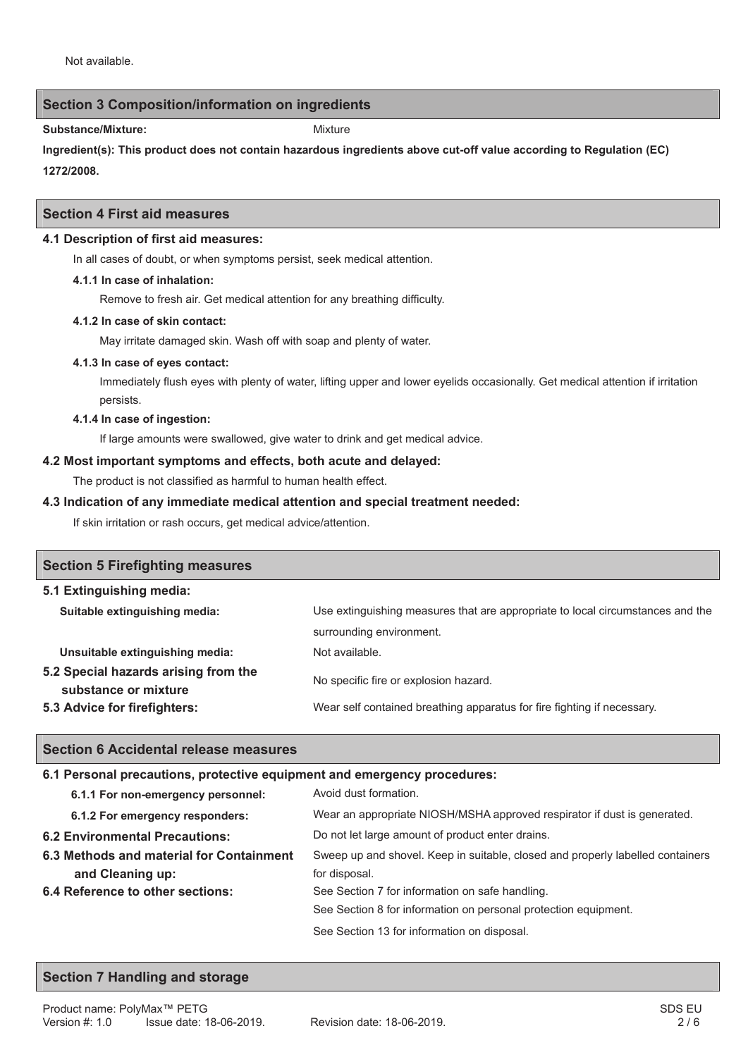Not available.

## Section 3 Composition/information on ingredients

**Substance/Mixture:** Mixture

**Ingredient(s): This product does not contain hazardous ingredients above cut-off value according to Regulation (EC) 1272/2008.**

## Section 4 First aid measures

### 4.1 Description of first aid measures:

In all cases of doubt, or when symptoms persist, seek medical attention.

**4.1.1 In case of inhalation:**

Remove to fresh air. Get medical attention for any breathing difficulty.

**4.1.2 In case of skin contact:**

May irritate damaged skin. Wash off with soap and plenty of water.

**4.1.3 In case of eyes contact:**

Immediately flush eyes with plenty of water, lifting upper and lower eyelids occasionally. Get medical attention if irritation persists.

**4.1.4 In case of ingestion:**

If large amounts were swallowed, give water to drink and get medical advice.

### 4.2 Most important symptoms and effects, both acute and delayed:

The product is not classified as harmful to human health effect.

### 4.3 Indication of any immediate medical attention and special treatment needed:

If skin irritation or rash occurs, get medical advice/attention.

## Section 5 Firefighting measures

### 5.1 Extinguishing media:

**Suitable extinguishing media:** Use extinguishing measures that are appropriate to local circumstances and the surrounding environment.

**Unsuitable extinguishing media:** Not available.

**5.2 Special hazards arising from the substance or mixture:** No specific fire or explosion hazard.

**5.3 Advice for firefighters:** Wear self contained breathing apparatus for fire fighting if necessary.

## Section 6 Accidental release measures

### 6.1 Personal precautions, protective equipment and emergency procedures:

**6.1.1 For non-emergency personnel:** Avoid dust formation.

**6.1.2 For emergency responders:** Wear an appropriate NIOSH/MSHA approved respirator if dust is generated.

**6.2 Environmental Precautions:** Do not let large amount of product enter drains.

**6.3 Methods and material for Containment and Cleaning up:** Sweep up and shovel. Keep in suitable, closed and properly labelled containers for disposal.

**6.4 Reference to other sections:** See Section 7 for information on safe handling.

See Section 8 for information on personal protection equipment.

See Section 13 for information on disposal.

## Section 7 Handling and storage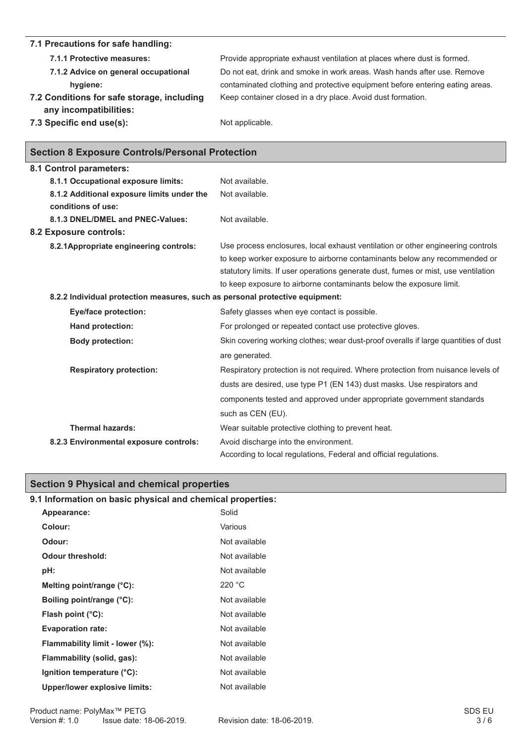### 7.1 Precautions for safe handling:

| | |
|---|---|
| **7.1.1 Protective measures:** | Provide appropriate exhaust ventilation at places where dust is formed. |
| **7.1.2 Advice on general occupational hygiene:** | Do not eat, drink and smoke in work areas. Wash hands after use. Remove contaminated clothing and protective equipment before entering eating areas. |

**7.2 Conditions for safe storage, including any incompatibilities:** Keep container closed in a dry place. Avoid dust formation.

**7.3 Specific end use(s):** Not applicable.

## Section 8 Exposure Controls/Personal Protection

### 8.1 Control parameters:

| | |
|---|---|
| **8.1.1 Occupational exposure limits:** | Not available. |
| **8.1.2 Additional exposure limits under the conditions of use:** | Not available. |
| **8.1.3 DNEL/DMEL and PNEC-Values:** | Not available. |

### 8.2 Exposure controls:

**8.2.1Appropriate engineering controls:** Use process enclosures, local exhaust ventilation or other engineering controls to keep worker exposure to airborne contaminants below any recommended or statutory limits. If user operations generate dust, fumes or mist, use ventilation to keep exposure to airborne contaminants below the exposure limit.

**8.2.2 Individual protection measures, such as personal protective equipment:**

| | |
|---|---|
| **Eye/face protection:** | Safety glasses when eye contact is possible. |
| **Hand protection:** | For prolonged or repeated contact use protective gloves. |
| **Body protection:** | Skin covering working clothes; wear dust-proof overalls if large quantities of dust are generated. |
| **Respiratory protection:** | Respiratory protection is not required. Where protection from nuisance levels of dusts are desired, use type P1 (EN 143) dust masks. Use respirators and components tested and approved under appropriate government standards such as CEN (EU). |
| **Thermal hazards:** | Wear suitable protective clothing to prevent heat. |

**8.2.3 Environmental exposure controls:** Avoid discharge into the environment.
According to local regulations, Federal and official regulations.

## Section 9 Physical and chemical properties

### 9.1 Information on basic physical and chemical properties:

| | |
|---|---|
| **Appearance:** | Solid |
| **Colour:** | Various |
| **Odour:** | Not available |
| **Odour threshold:** | Not available |
| **pH:** | Not available |
| **Melting point/range (°C):** | 220 °C |
| **Boiling point/range (°C):** | Not available |
| **Flash point (°C):** | Not available |
| **Evaporation rate:** | Not available |
| **Flammability limit - lower (%):** | Not available |
| **Flammability (solid, gas):** | Not available |
| **Ignition temperature (°C):** | Not available |
| **Upper/lower explosive limits:** | Not available |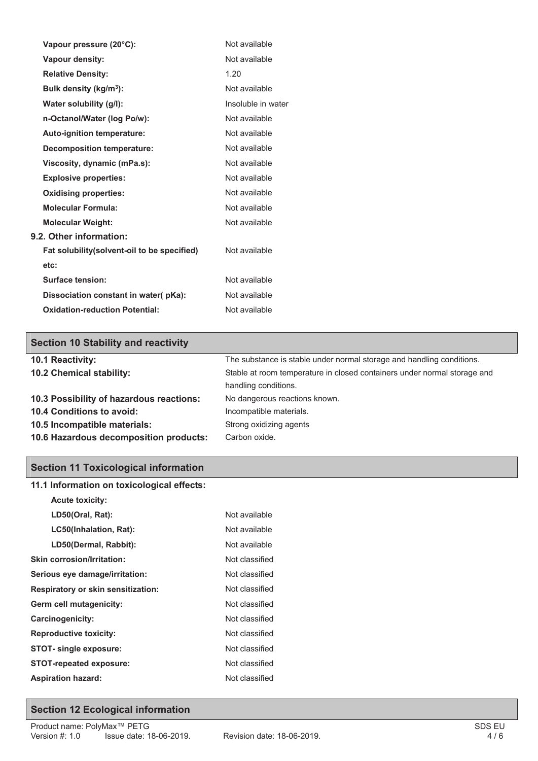| | |
|---|---|
| **Vapour pressure (20°C):** | Not available |
| **Vapour density:** | Not available |
| **Relative Density:** | 1.20 |
| **Bulk density (kg/m$^3$):** | Not available |
| **Water solubility (g/l):** | Insoluble in water |
| **n-Octanol/Water (log Po/w):** | Not available |
| **Auto-ignition temperature:** | Not available |
| **Decomposition temperature:** | Not available |
| **Viscosity, dynamic (mPa.s):** | Not available |
| **Explosive properties:** | Not available |
| **Oxidising properties:** | Not available |
| **Molecular Formula:** | Not available |
| **Molecular Weight:** | Not available |

**9.2. Other information:**

| | |
|---|---|
| **Fat solubility(solvent-oil to be specified) etc:** | Not available |
| **Surface tension:** | Not available |
| **Dissociation constant in water( pKa):** | Not available |
| **Oxidation-reduction Potential:** | Not available |

## Section 10 Stability and reactivity

| | |
|---|---|
| **10.1 Reactivity:** | The substance is stable under normal storage and handling conditions. |
| **10.2 Chemical stability:** | Stable at room temperature in closed containers under normal storage and handling conditions. |
| **10.3 Possibility of hazardous reactions:** | No dangerous reactions known. |
| **10.4 Conditions to avoid:** | Incompatible materials. |
| **10.5 Incompatible materials:** | Strong oxidizing agents |
| **10.6 Hazardous decomposition products:** | Carbon oxide. |

## Section 11 Toxicological information

**11.1 Information on toxicological effects:**

**Acute toxicity:**

| | |
|---|---|
| **LD50(Oral, Rat):** | Not available |
| **LC50(Inhalation, Rat):** | Not available |
| **LD50(Dermal, Rabbit):** | Not available |
| **Skin corrosion/Irritation:** | Not classified |
| **Serious eye damage/irritation:** | Not classified |
| **Respiratory or skin sensitization:** | Not classified |
| **Germ cell mutagenicity:** | Not classified |
| **Carcinogenicity:** | Not classified |
| **Reproductive toxicity:** | Not classified |
| **STOT- single exposure:** | Not classified |
| **STOT-repeated exposure:** | Not classified |
| **Aspiration hazard:** | Not classified |

## Section 12 Ecological information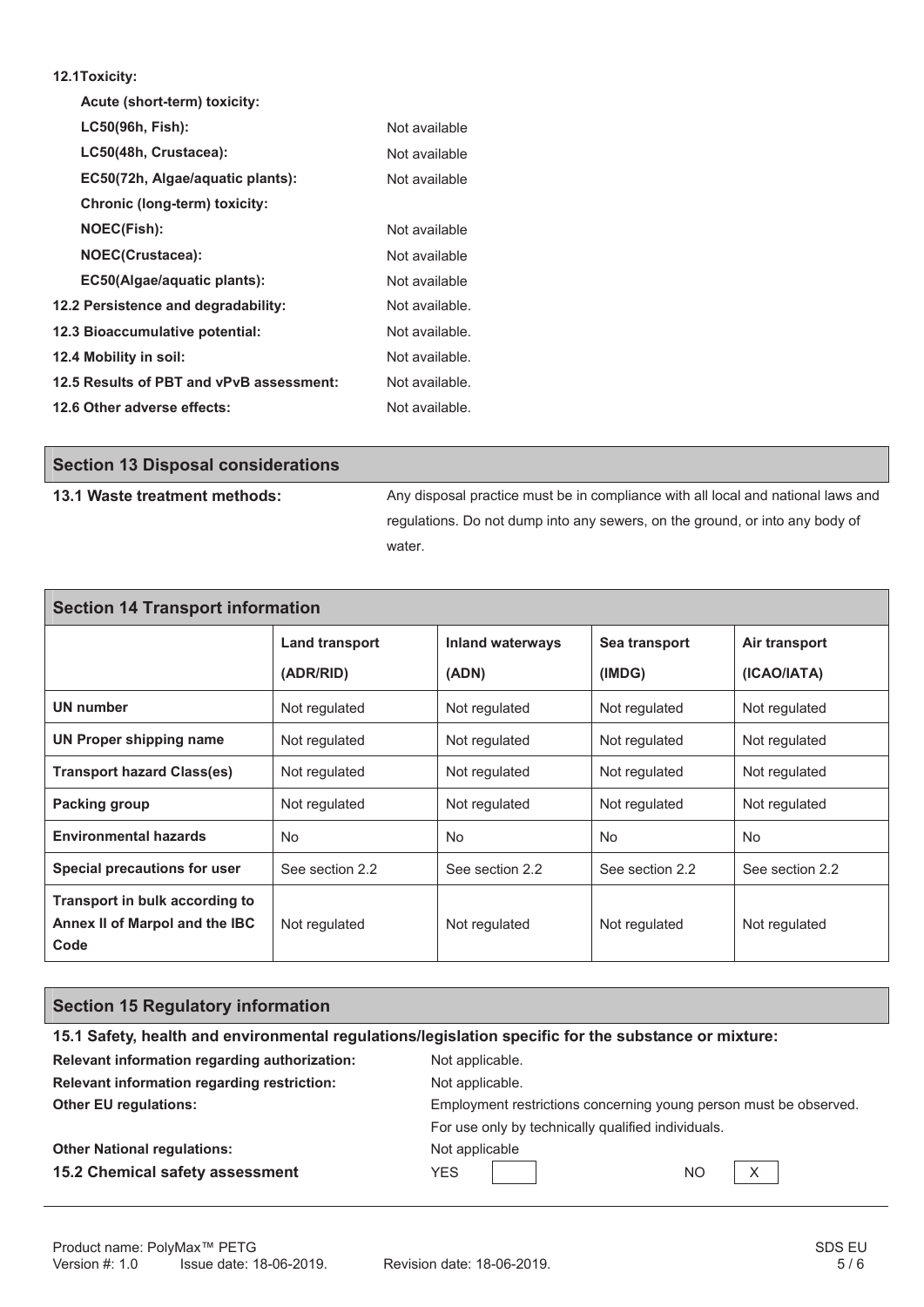**12.1Toxicity:**

| | |
|---|---|
| **Acute (short-term) toxicity:** | |
| **LC50(96h, Fish):** | Not available |
| **LC50(48h, Crustacea):** | Not available |
| **EC50(72h, Algae/aquatic plants):** | Not available |
| **Chronic (long-term) toxicity:** | |
| **NOEC(Fish):** | Not available |
| **NOEC(Crustacea):** | Not available |
| **EC50(Algae/aquatic plants):** | Not available |
| **12.2 Persistence and degradability:** | Not available. |
| **12.3 Bioaccumulative potential:** | Not available. |
| **12.4 Mobility in soil:** | Not available. |
| **12.5 Results of PBT and vPvB assessment:** | Not available. |
| **12.6 Other adverse effects:** | Not available. |

## Section 13 Disposal considerations

**13.1 Waste treatment methods:** Any disposal practice must be in compliance with all local and national laws and regulations. Do not dump into any sewers, on the ground, or into any body of water.

## Section 14 Transport information

| | Land transport (ADR/RID) | Inland waterways (ADN) | Sea transport (IMDG) | Air transport (ICAO/IATA) |
|---|---|---|---|---|
| **UN number** | Not regulated | Not regulated | Not regulated | Not regulated |
| **UN Proper shipping name** | Not regulated | Not regulated | Not regulated | Not regulated |
| **Transport hazard Class(es)** | Not regulated | Not regulated | Not regulated | Not regulated |
| **Packing group** | Not regulated | Not regulated | Not regulated | Not regulated |
| **Environmental hazards** | No | No | No | No |
| **Special precautions for user** | See section 2.2 | See section 2.2 | See section 2.2 | See section 2.2 |
| **Transport in bulk according to Annex II of Marpol and the IBC Code** | Not regulated | Not regulated | Not regulated | Not regulated |

## Section 15 Regulatory information

**15.1 Safety, health and environmental regulations/legislation specific for the substance or mixture:**

| | |
|---|---|
| **Relevant information regarding authorization:** | Not applicable. |
| **Relevant information regarding restriction:** | Not applicable. |
| **Other EU regulations:** | Employment restrictions concerning young person must be observed. For use only by technically qualified individuals. |
| **Other National regulations:** | Not applicable |
| **15.2 Chemical safety assessment** | YES [ ] NO [X] |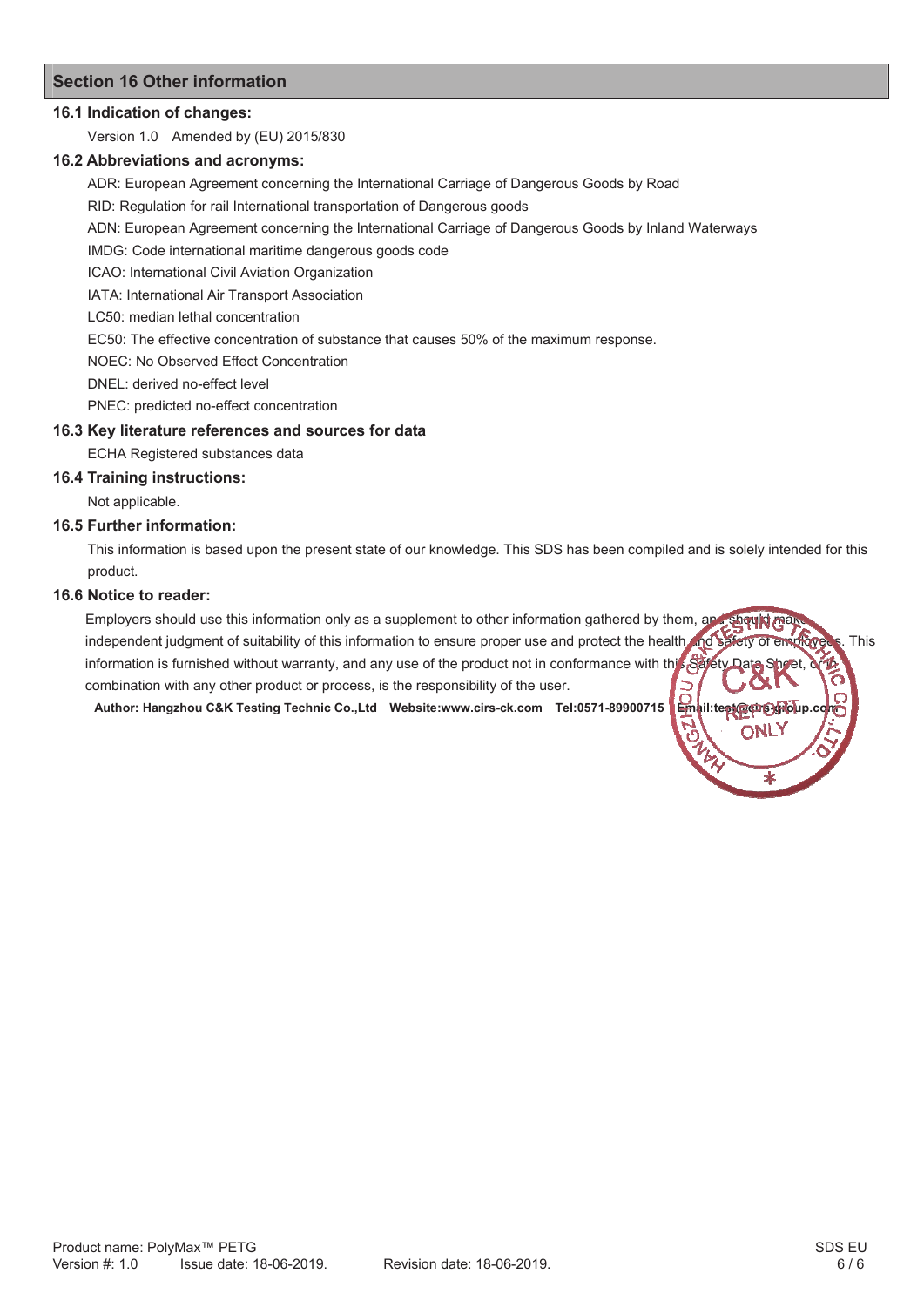## Section 16 Other information

### 16.1 Indication of changes:

Version 1.0 Amended by (EU) 2015/830

### 16.2 Abbreviations and acronyms:

ADR: European Agreement concerning the International Carriage of Dangerous Goods by Road

RID: Regulation for rail International transportation of Dangerous goods

ADN: European Agreement concerning the International Carriage of Dangerous Goods by Inland Waterways

IMDG: Code international maritime dangerous goods code

ICAO: International Civil Aviation Organization

IATA: International Air Transport Association

LC50: median lethal concentration

EC50: The effective concentration of substance that causes 50% of the maximum response.

NOEC: No Observed Effect Concentration

DNEL: derived no-effect level

PNEC: predicted no-effect concentration

### 16.3 Key literature references and sources for data

ECHA Registered substances data

### 16.4 Training instructions:

Not applicable.

### 16.5 Further information:

This information is based upon the present state of our knowledge. This SDS has been compiled and is solely intended for this product.

### 16.6 Notice to reader:

Employers should use this information only as a supplement to other information gathered by them, and should make independent judgment of suitability of this information to ensure proper use and protect the health and safety of employees. This information is furnished without warranty, and any use of the product not in conformance with this Safety Data Sheet, or in combination with any other product or process, is the responsibility of the user.

**Author: Hangzhou C&K Testing Technic Co.,Ltd Website:www.cirs-ck.com Tel:0571-89900715 Email:test@cirs-group.com**

Product name: PolyMax™ PETG
Version #: 1.0 Issue date: 18-06-2019. Revision date: 18-06-2019. SDS EU